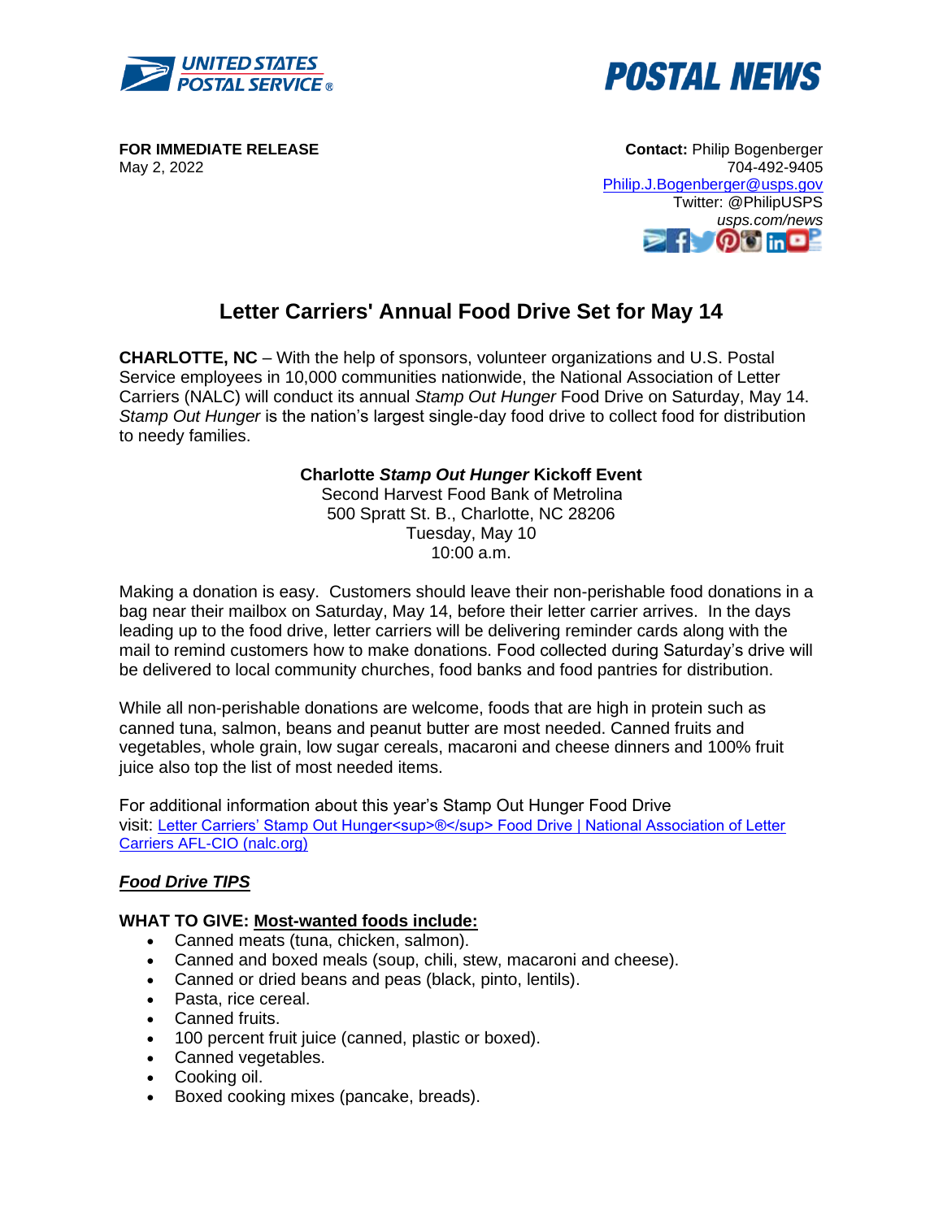**UNITED STATES POSTAL SERVICE®**

**POSTAL NEWS**

**FOR IMMEDIATE RELEASE**
May 2, 2022

**Contact:** Philip Bogenberger
704-492-9405
Philip.J.Bogenberger@usps.gov
Twitter: @PhilipUSPS
*usps.com/news*

# Letter Carriers' Annual Food Drive Set for May 14

**CHARLOTTE, NC** – With the help of sponsors, volunteer organizations and U.S. Postal Service employees in 10,000 communities nationwide, the National Association of Letter Carriers (NALC) will conduct its annual *Stamp Out Hunger* Food Drive on Saturday, May 14. *Stamp Out Hunger* is the nation's largest single-day food drive to collect food for distribution to needy families.

**Charlotte *Stamp Out Hunger* Kickoff Event**
Second Harvest Food Bank of Metrolina
500 Spratt St. B., Charlotte, NC 28206
Tuesday, May 10
10:00 a.m.

Making a donation is easy. Customers should leave their non-perishable food donations in a bag near their mailbox on Saturday, May 14, before their letter carrier arrives. In the days leading up to the food drive, letter carriers will be delivering reminder cards along with the mail to remind customers how to make donations. Food collected during Saturday's drive will be delivered to local community churches, food banks and food pantries for distribution.

While all non-perishable donations are welcome, foods that are high in protein such as canned tuna, salmon, beans and peanut butter are most needed. Canned fruits and vegetables, whole grain, low sugar cereals, macaroni and cheese dinners and 100% fruit juice also top the list of most needed items.

For additional information about this year's Stamp Out Hunger Food Drive visit: Letter Carriers' Stamp Out Hunger<sup>®</sup> Food Drive | National Association of Letter Carriers AFL-CIO (nalc.org)

***Food Drive TIPS***

**WHAT TO GIVE: Most-wanted foods include:**

- Canned meats (tuna, chicken, salmon).
- Canned and boxed meals (soup, chili, stew, macaroni and cheese).
- Canned or dried beans and peas (black, pinto, lentils).
- Pasta, rice cereal.
- Canned fruits.
- 100 percent fruit juice (canned, plastic or boxed).
- Canned vegetables.
- Cooking oil.
- Boxed cooking mixes (pancake, breads).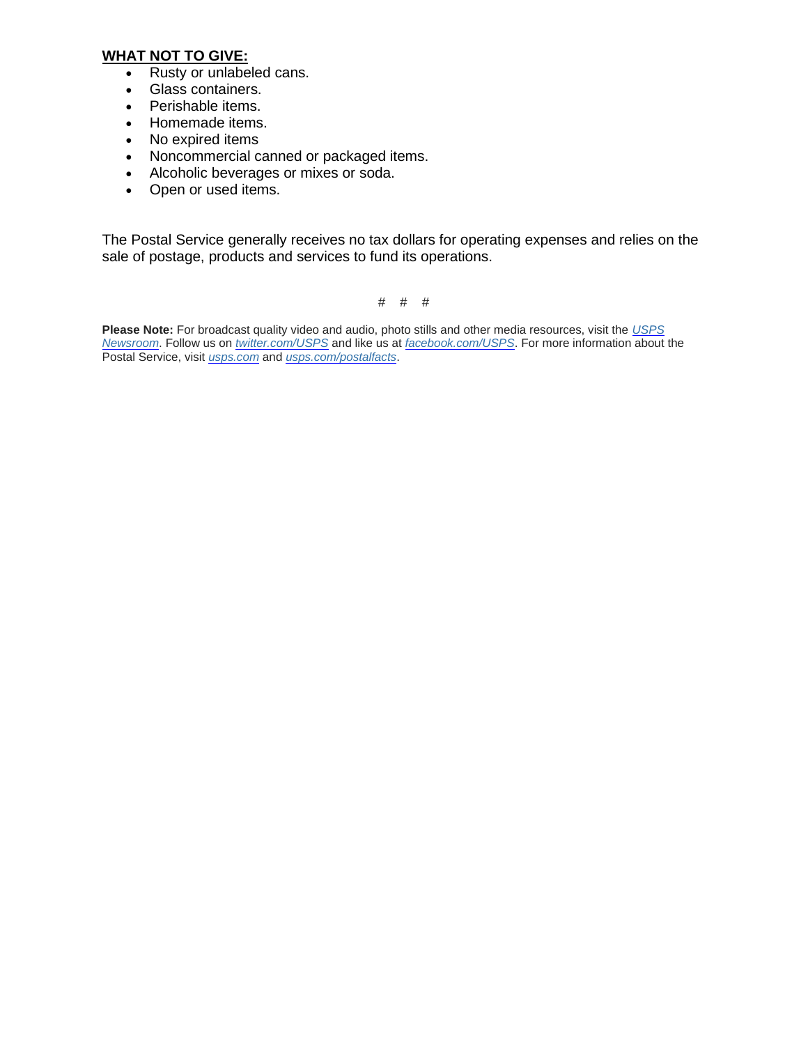**WHAT NOT TO GIVE:**

- Rusty or unlabeled cans.
- Glass containers.
- Perishable items.
- Homemade items.
- No expired items
- Noncommercial canned or packaged items.
- Alcoholic beverages or mixes or soda.
- Open or used items.

The Postal Service generally receives no tax dollars for operating expenses and relies on the sale of postage, products and services to fund its operations.

# # #

**Please Note:** For broadcast quality video and audio, photo stills and other media resources, visit the *USPS Newsroom*. Follow us on *twitter.com/USPS* and like us at *facebook.com/USPS*. For more information about the Postal Service, visit *usps.com* and *usps.com/postalfacts*.